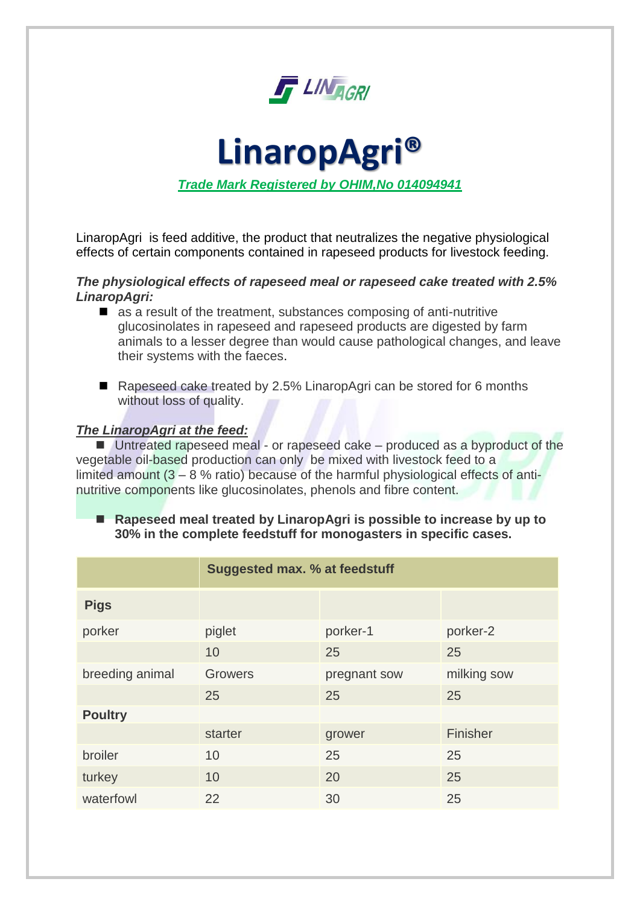LIN AGRI

# LinaropAgri®

*Trade Mark Registered by OHIM,No 014094941*

LinaropAgri is feed additive, the product that neutralizes the negative physiological effects of certain components contained in rapeseed products for livestock feeding.

***The physiological effects of rapeseed meal or rapeseed cake treated with 2.5% LinaropAgri:***

- as a result of the treatment, substances composing of anti-nutritive glucosinolates in rapeseed and rapeseed products are digested by farm animals to a lesser degree than would cause pathological changes, and leave their systems with the faeces.

- Rapeseed cake treated by 2.5% LinaropAgri can be stored for 6 months without loss of quality.

***The LinaropAgri at the feed:***

- Untreated rapeseed meal - or rapeseed cake – produced as a byproduct of the vegetable oil-based production can only be mixed with livestock feed to a limited amount (3 – 8 % ratio) because of the harmful physiological effects of anti-nutritive components like glucosinolates, phenols and fibre content.

- **Rapeseed meal treated by LinaropAgri is possible to increase by up to 30% in the complete feedstuff for monogasters in specific cases.**

| | Suggested max. % at feedstuff | | |
|---|---|---|---|
| **Pigs** | | | |
| porker | piglet | porker-1 | porker-2 |
| | 10 | 25 | 25 |
| breeding animal | Growers | pregnant sow | milking sow |
| | 25 | 25 | 25 |
| **Poultry** | | | |
| | starter | grower | Finisher |
| broiler | 10 | 25 | 25 |
| turkey | 10 | 20 | 25 |
| waterfowl | 22 | 30 | 25 |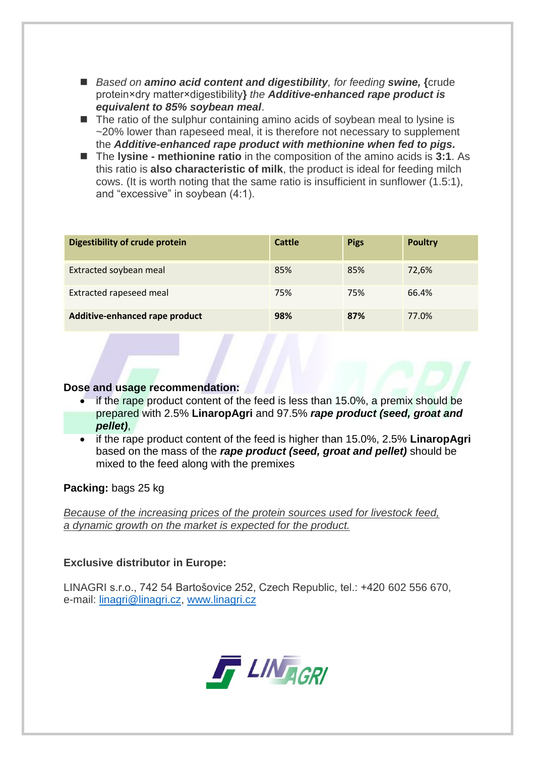- *Based on* ***amino acid content and digestibility****, for feeding* ***swine,*** **{**crude protein×dry matter×digestibility**}** *the* ***Additive-enhanced rape product is equivalent to 85% soybean meal***.
- The ratio of the sulphur containing amino acids of soybean meal to lysine is ~20% lower than rapeseed meal, it is therefore not necessary to supplement the ***Additive-enhanced rape product with methionine when fed to pigs.***
- The **lysine - methionine ratio** in the composition of the amino acids is **3:1**. As this ratio is **also characteristic of milk**, the product is ideal for feeding milch cows. (It is worth noting that the same ratio is insufficient in sunflower (1.5:1), and "excessive" in soybean (4:1).

| Digestibility of crude protein | Cattle | Pigs | Poultry |
|---|---|---|---|
| Extracted soybean meal | 85% | 85% | 72,6% |
| Extracted rapeseed meal | 75% | 75% | 66.4% |
| **Additive-enhanced rape product** | **98%** | **87%** | 77.0% |

**Dose and usage recommendation:**

- if the rape product content of the feed is less than 15.0%, a premix should be prepared with 2.5% **LinaropAgri** and 97.5% ***rape product (seed, groat and pellet)***,
- if the rape product content of the feed is higher than 15.0%, 2.5% **LinaropAgri** based on the mass of the ***rape product (seed, groat and pellet)*** should be mixed to the feed along with the premixes

**Packing:** bags 25 kg

*Because of the increasing prices of the protein sources used for livestock feed, a dynamic growth on the market is expected for the product.*

**Exclusive distributor in Europe:**

LINAGRI s.r.o., 742 54 Bartošovice 252, Czech Republic, tel.: +420 602 556 670, e-mail: linagri@linagri.cz, www.linagri.cz